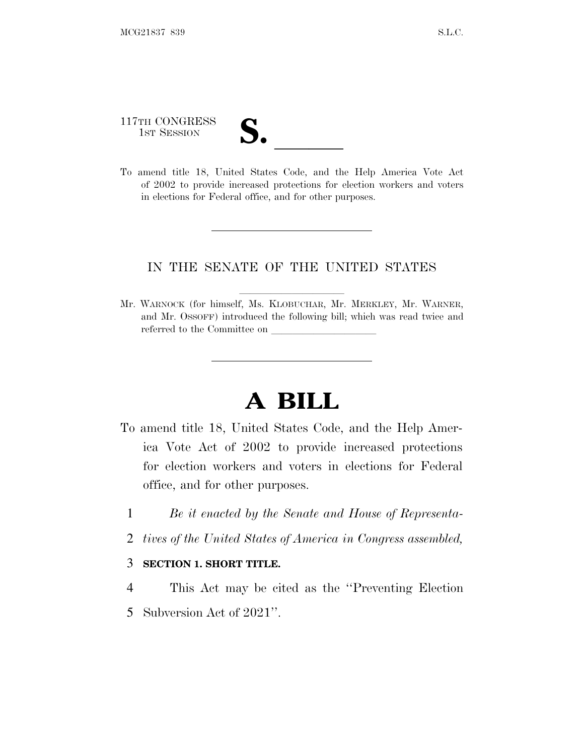117TH CONGRESS
1ST SESSION

# S. ______

To amend title 18, United States Code, and the Help America Vote Act of 2002 to provide increased protections for election workers and voters in elections for Federal office, and for other purposes.

---

IN THE SENATE OF THE UNITED STATES

Mr. WARNOCK (for himself, Ms. KLOBUCHAR, Mr. MERKLEY, Mr. WARNER, and Mr. OSSOFF) introduced the following bill; which was read twice and referred to the Committee on ____________________

---

# A BILL

To amend title 18, United States Code, and the Help America Vote Act of 2002 to provide increased protections for election workers and voters in elections for Federal office, and for other purposes.

1 *Be it enacted by the Senate and House of Representa-*
2 *tives of the United States of America in Congress assembled,*

3 **SECTION 1. SHORT TITLE.**

4 This Act may be cited as the ''Preventing Election
5 Subversion Act of 2021''.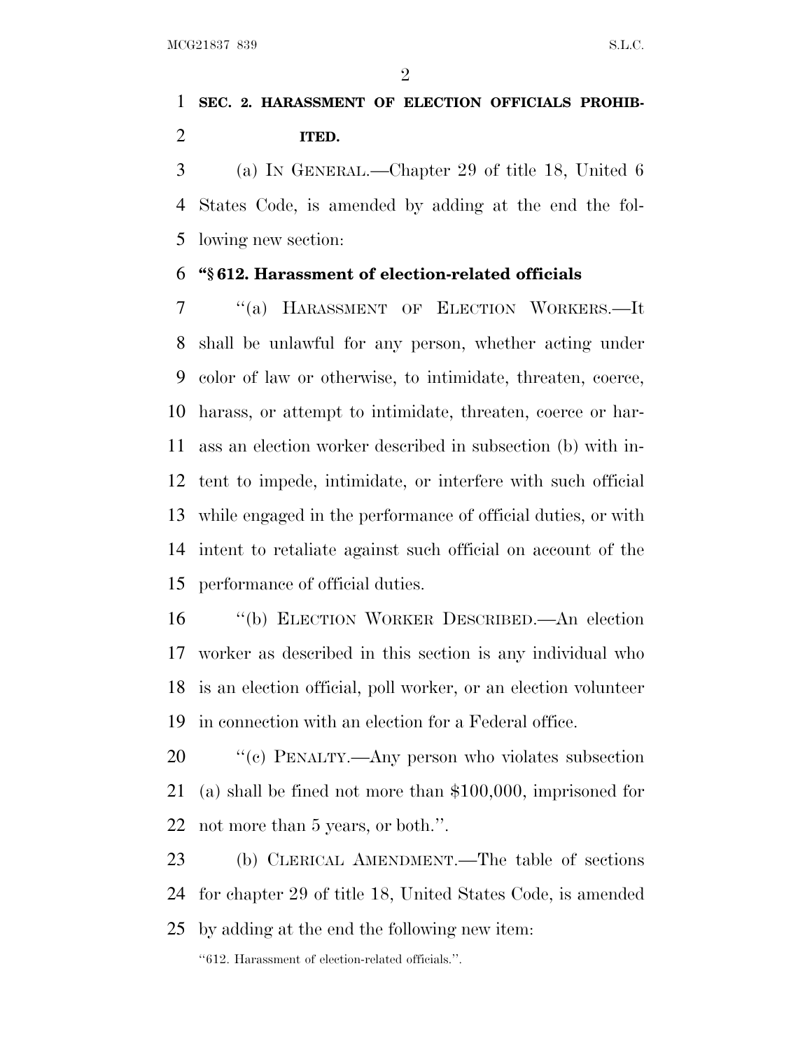**SEC. 2. HARASSMENT OF ELECTION OFFICIALS PROHIBITED.**

(a) IN GENERAL.—Chapter 29 of title 18, United 6 States Code, is amended by adding at the end the following new section:

**"§ 612. Harassment of election-related officials**

"(a) HARASSMENT OF ELECTION WORKERS.—It shall be unlawful for any person, whether acting under color of law or otherwise, to intimidate, threaten, coerce, harass, or attempt to intimidate, threaten, coerce or harass an election worker described in subsection (b) with intent to impede, intimidate, or interfere with such official while engaged in the performance of official duties, or with intent to retaliate against such official on account of the performance of official duties.

"(b) ELECTION WORKER DESCRIBED.—An election worker as described in this section is any individual who is an election official, poll worker, or an election volunteer in connection with an election for a Federal office.

"(c) PENALTY.—Any person who violates subsection (a) shall be fined not more than $100,000, imprisoned for not more than 5 years, or both.".

(b) CLERICAL AMENDMENT.—The table of sections for chapter 29 of title 18, United States Code, is amended by adding at the end the following new item:

"612. Harassment of election-related officials.".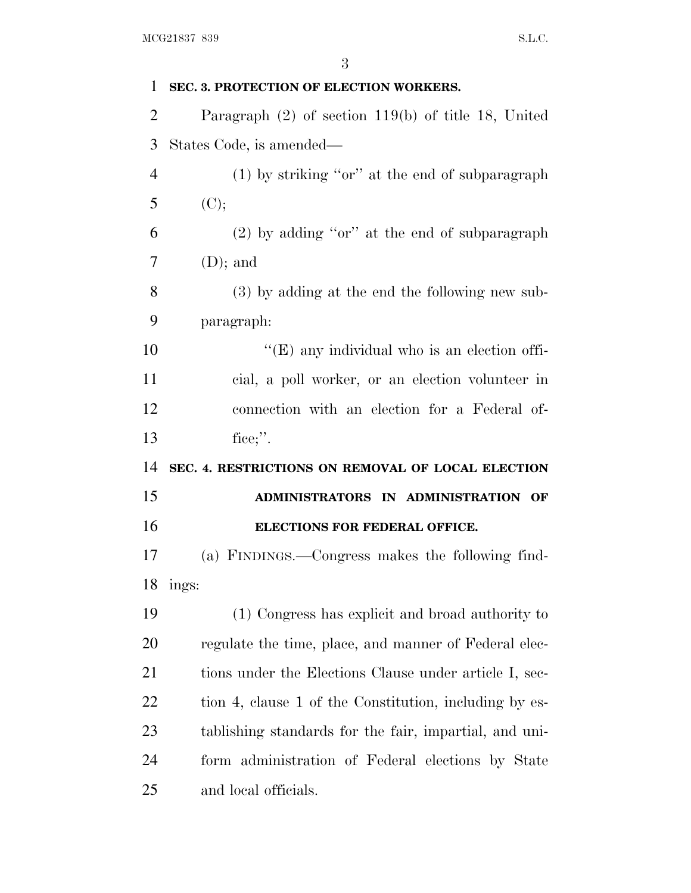**SEC. 3. PROTECTION OF ELECTION WORKERS.**

Paragraph (2) of section 119(b) of title 18, United States Code, is amended—

(1) by striking "or" at the end of subparagraph (C);

(2) by adding "or" at the end of subparagraph (D); and

(3) by adding at the end the following new subparagraph:

"(E) any individual who is an election official, a poll worker, or an election volunteer in connection with an election for a Federal office;".

**SEC. 4. RESTRICTIONS ON REMOVAL OF LOCAL ELECTION ADMINISTRATORS IN ADMINISTRATION OF ELECTIONS FOR FEDERAL OFFICE.**

(a) FINDINGS.—Congress makes the following findings:

(1) Congress has explicit and broad authority to regulate the time, place, and manner of Federal elections under the Elections Clause under article I, section 4, clause 1 of the Constitution, including by establishing standards for the fair, impartial, and uniform administration of Federal elections by State and local officials.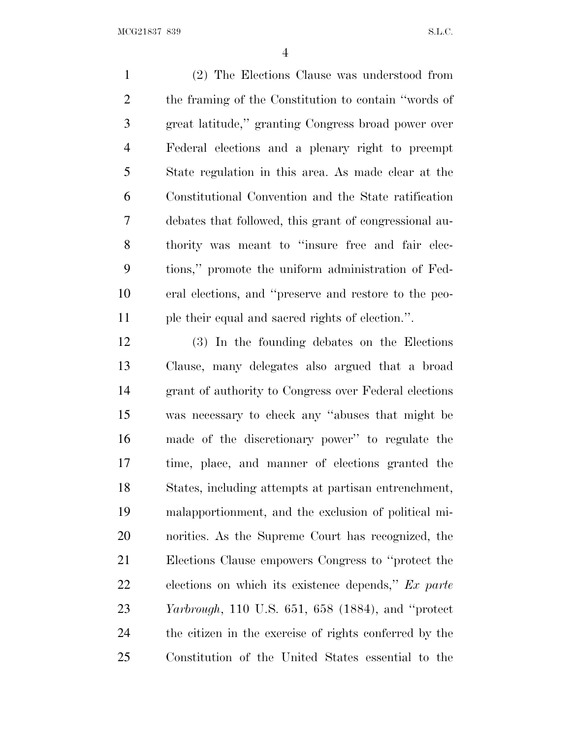(2) The Elections Clause was understood from the framing of the Constitution to contain ''words of great latitude,'' granting Congress broad power over Federal elections and a plenary right to preempt State regulation in this area. As made clear at the Constitutional Convention and the State ratification debates that followed, this grant of congressional authority was meant to ''insure free and fair elections,'' promote the uniform administration of Federal elections, and ''preserve and restore to the people their equal and sacred rights of election.''.

(3) In the founding debates on the Elections Clause, many delegates also argued that a broad grant of authority to Congress over Federal elections was necessary to check any ''abuses that might be made of the discretionary power'' to regulate the time, place, and manner of elections granted the States, including attempts at partisan entrenchment, malapportionment, and the exclusion of political minorities. As the Supreme Court has recognized, the Elections Clause empowers Congress to ''protect the elections on which its existence depends,'' *Ex parte Yarbrough*, 110 U.S. 651, 658 (1884), and ''protect the citizen in the exercise of rights conferred by the Constitution of the United States essential to the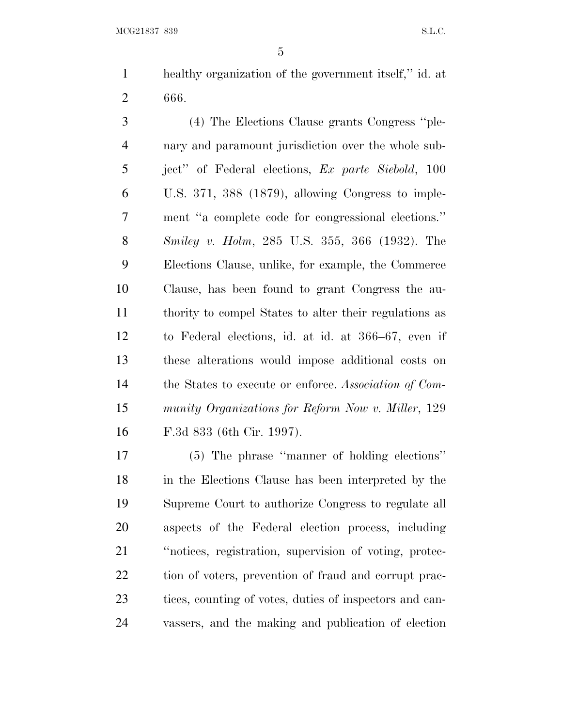healthy organization of the government itself," id. at 666.

(4) The Elections Clause grants Congress "plenary and paramount jurisdiction over the whole subject" of Federal elections, *Ex parte Siebold*, 100 U.S. 371, 388 (1879), allowing Congress to implement "a complete code for congressional elections." *Smiley v. Holm*, 285 U.S. 355, 366 (1932). The Elections Clause, unlike, for example, the Commerce Clause, has been found to grant Congress the authority to compel States to alter their regulations as to Federal elections, id. at id. at 366–67, even if these alterations would impose additional costs on the States to execute or enforce. *Association of Community Organizations for Reform Now v. Miller*, 129 F.3d 833 (6th Cir. 1997).

(5) The phrase "manner of holding elections" in the Elections Clause has been interpreted by the Supreme Court to authorize Congress to regulate all aspects of the Federal election process, including "notices, registration, supervision of voting, protection of voters, prevention of fraud and corrupt practices, counting of votes, duties of inspectors and canvassers, and the making and publication of election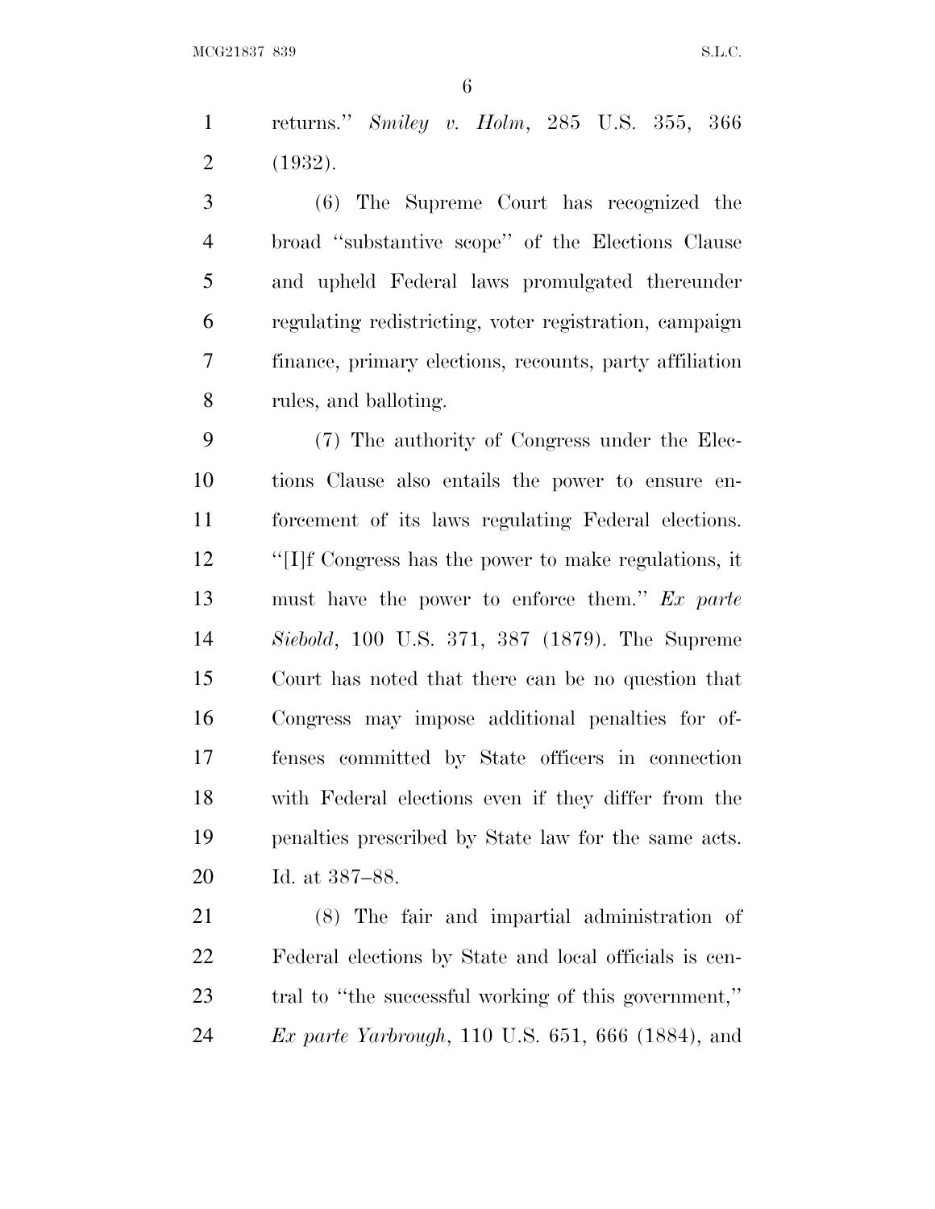returns." *Smiley v. Holm*, 285 U.S. 355, 366 (1932).

(6) The Supreme Court has recognized the broad "substantive scope" of the Elections Clause and upheld Federal laws promulgated thereunder regulating redistricting, voter registration, campaign finance, primary elections, recounts, party affiliation rules, and balloting.

(7) The authority of Congress under the Elections Clause also entails the power to ensure enforcement of its laws regulating Federal elections. "[I]f Congress has the power to make regulations, it must have the power to enforce them." *Ex parte Siebold*, 100 U.S. 371, 387 (1879). The Supreme Court has noted that there can be no question that Congress may impose additional penalties for offenses committed by State officers in connection with Federal elections even if they differ from the penalties prescribed by State law for the same acts. Id. at 387–88.

(8) The fair and impartial administration of Federal elections by State and local officials is central to "the successful working of this government," *Ex parte Yarbrough*, 110 U.S. 651, 666 (1884), and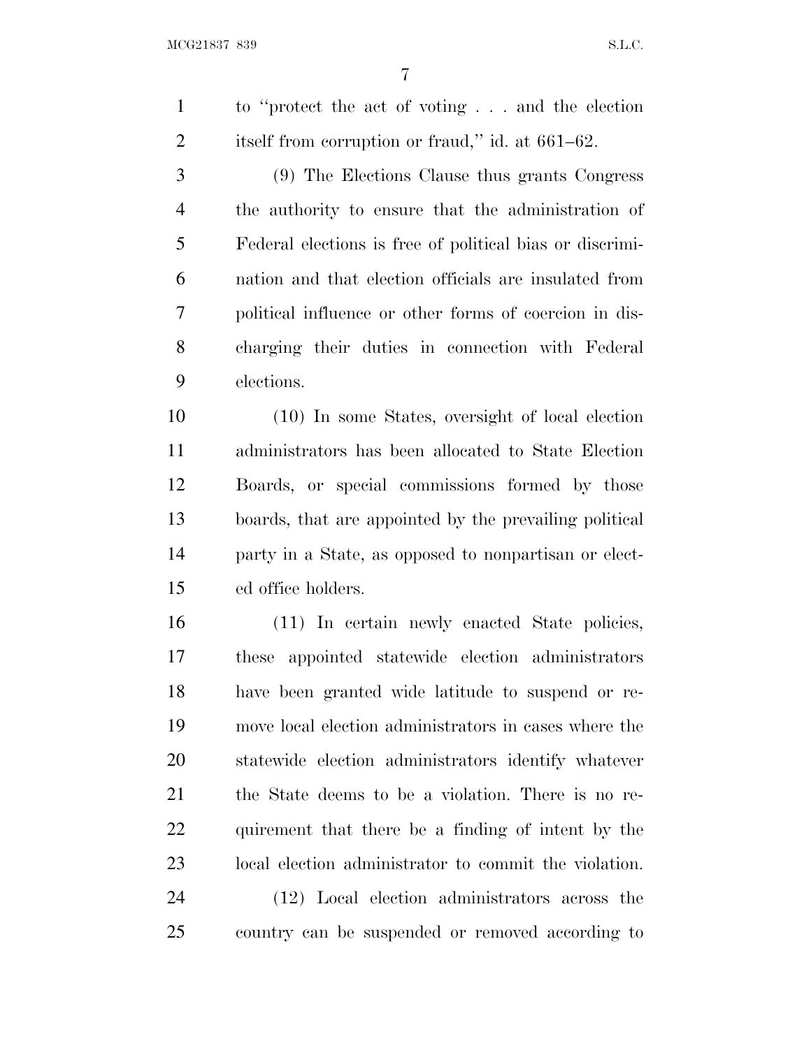to "protect the act of voting . . . and the election itself from corruption or fraud," id. at 661–62.

(9) The Elections Clause thus grants Congress the authority to ensure that the administration of Federal elections is free of political bias or discrimination and that election officials are insulated from political influence or other forms of coercion in discharging their duties in connection with Federal elections.

(10) In some States, oversight of local election administrators has been allocated to State Election Boards, or special commissions formed by those boards, that are appointed by the prevailing political party in a State, as opposed to nonpartisan or elected office holders.

(11) In certain newly enacted State policies, these appointed statewide election administrators have been granted wide latitude to suspend or remove local election administrators in cases where the statewide election administrators identify whatever the State deems to be a violation. There is no requirement that there be a finding of intent by the local election administrator to commit the violation.

(12) Local election administrators across the country can be suspended or removed according to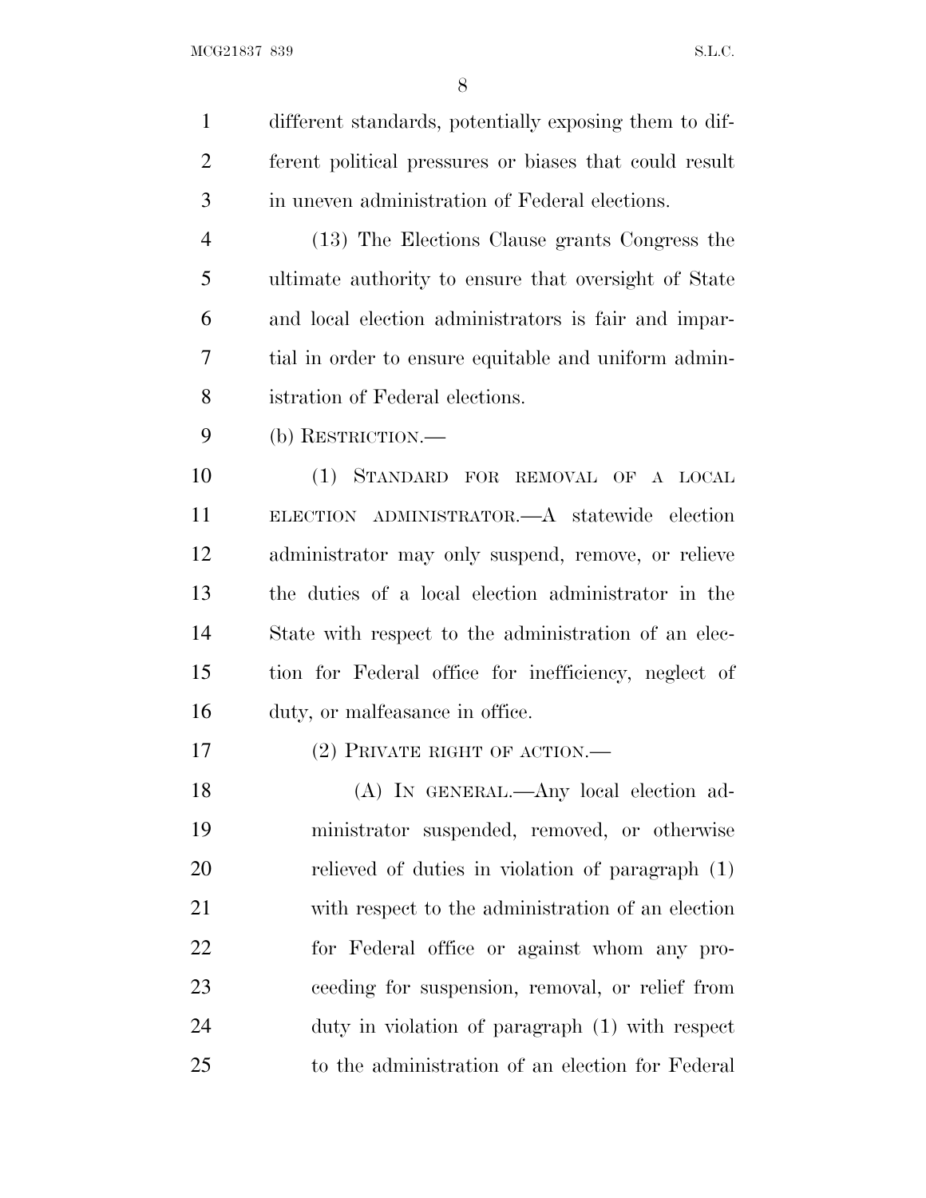different standards, potentially exposing them to different political pressures or biases that could result in uneven administration of Federal elections.

(13) The Elections Clause grants Congress the ultimate authority to ensure that oversight of State and local election administrators is fair and impartial in order to ensure equitable and uniform administration of Federal elections.

(b) RESTRICTION.—

(1) STANDARD FOR REMOVAL OF A LOCAL ELECTION ADMINISTRATOR.—A statewide election administrator may only suspend, remove, or relieve the duties of a local election administrator in the State with respect to the administration of an election for Federal office for inefficiency, neglect of duty, or malfeasance in office.

(2) PRIVATE RIGHT OF ACTION.—

(A) IN GENERAL.—Any local election administrator suspended, removed, or otherwise relieved of duties in violation of paragraph (1) with respect to the administration of an election for Federal office or against whom any proceeding for suspension, removal, or relief from duty in violation of paragraph (1) with respect to the administration of an election for Federal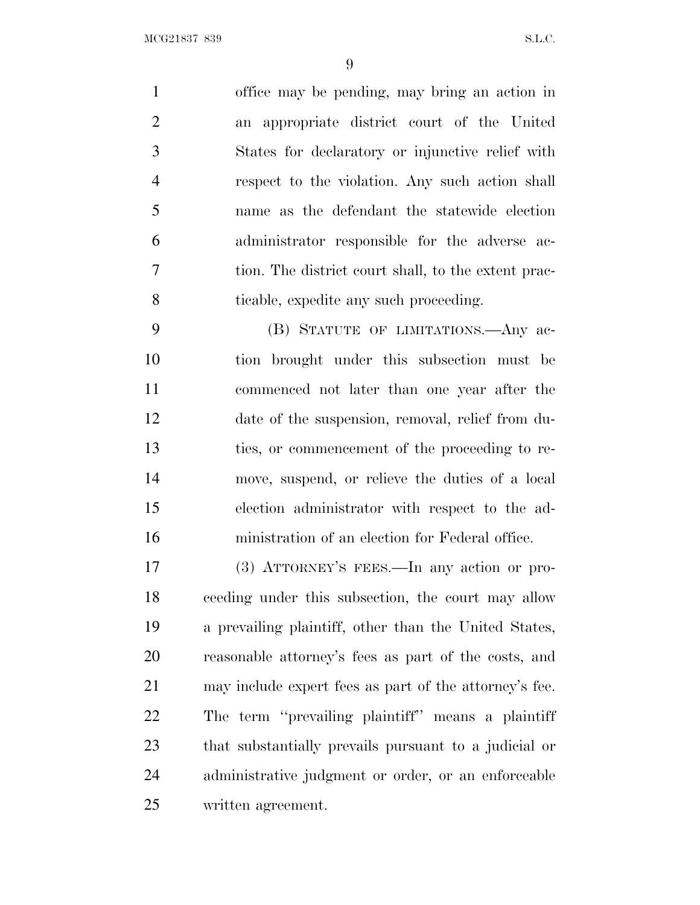office may be pending, may bring an action in an appropriate district court of the United States for declaratory or injunctive relief with respect to the violation. Any such action shall name as the defendant the statewide election administrator responsible for the adverse action. The district court shall, to the extent practicable, expedite any such proceeding.

(B) STATUTE OF LIMITATIONS.—Any action brought under this subsection must be commenced not later than one year after the date of the suspension, removal, relief from duties, or commencement of the proceeding to remove, suspend, or relieve the duties of a local election administrator with respect to the administration of an election for Federal office.

(3) ATTORNEY'S FEES.—In any action or proceeding under this subsection, the court may allow a prevailing plaintiff, other than the United States, reasonable attorney's fees as part of the costs, and may include expert fees as part of the attorney's fee. The term ''prevailing plaintiff'' means a plaintiff that substantially prevails pursuant to a judicial or administrative judgment or order, or an enforceable written agreement.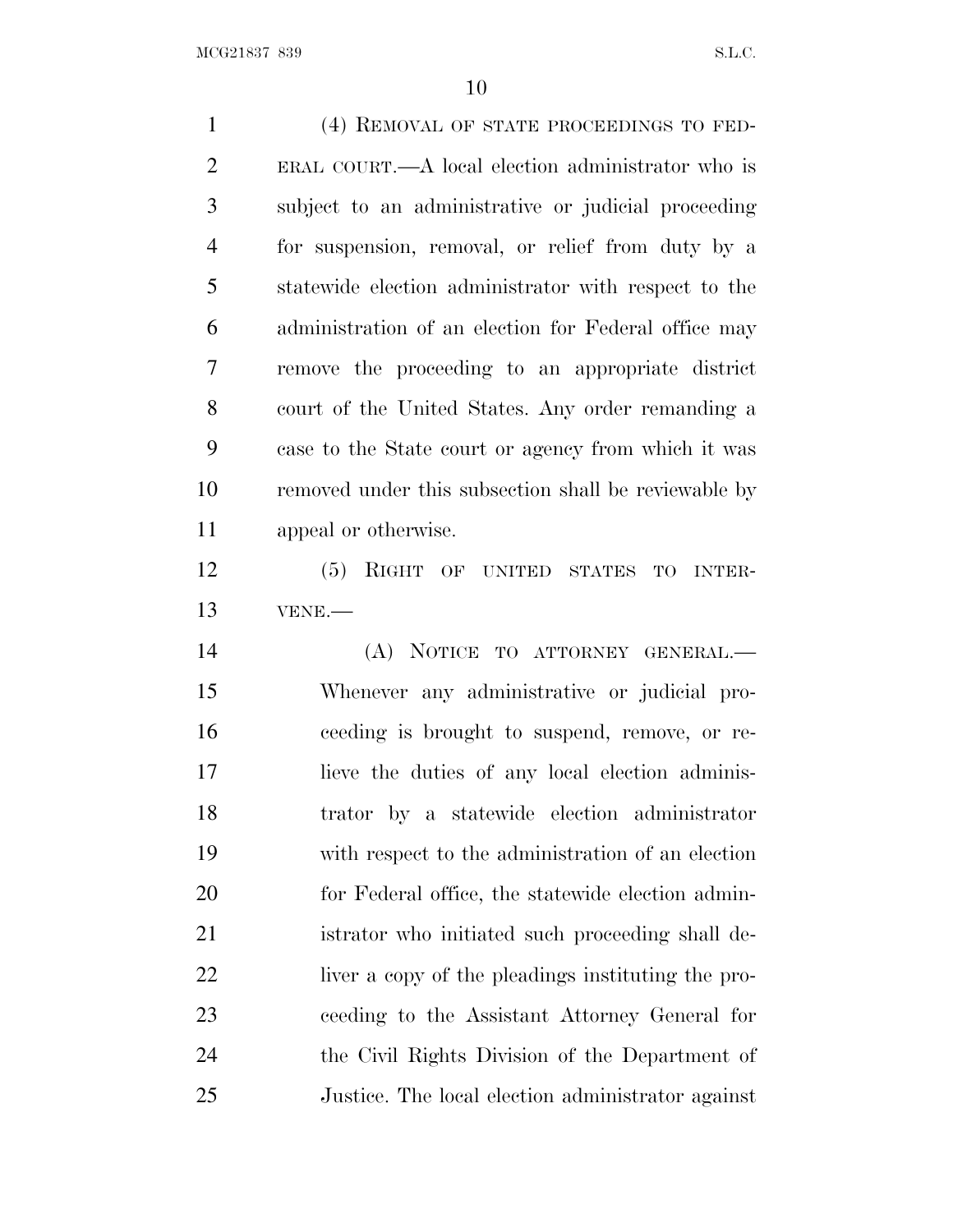(4) REMOVAL OF STATE PROCEEDINGS TO FEDERAL COURT.—A local election administrator who is subject to an administrative or judicial proceeding for suspension, removal, or relief from duty by a statewide election administrator with respect to the administration of an election for Federal office may remove the proceeding to an appropriate district court of the United States. Any order remanding a case to the State court or agency from which it was removed under this subsection shall be reviewable by appeal or otherwise.

(5) RIGHT OF UNITED STATES TO INTERVENE.—

(A) NOTICE TO ATTORNEY GENERAL.—Whenever any administrative or judicial proceeding is brought to suspend, remove, or relieve the duties of any local election administrator by a statewide election administrator with respect to the administration of an election for Federal office, the statewide election administrator who initiated such proceeding shall deliver a copy of the pleadings instituting the proceeding to the Assistant Attorney General for the Civil Rights Division of the Department of Justice. The local election administrator against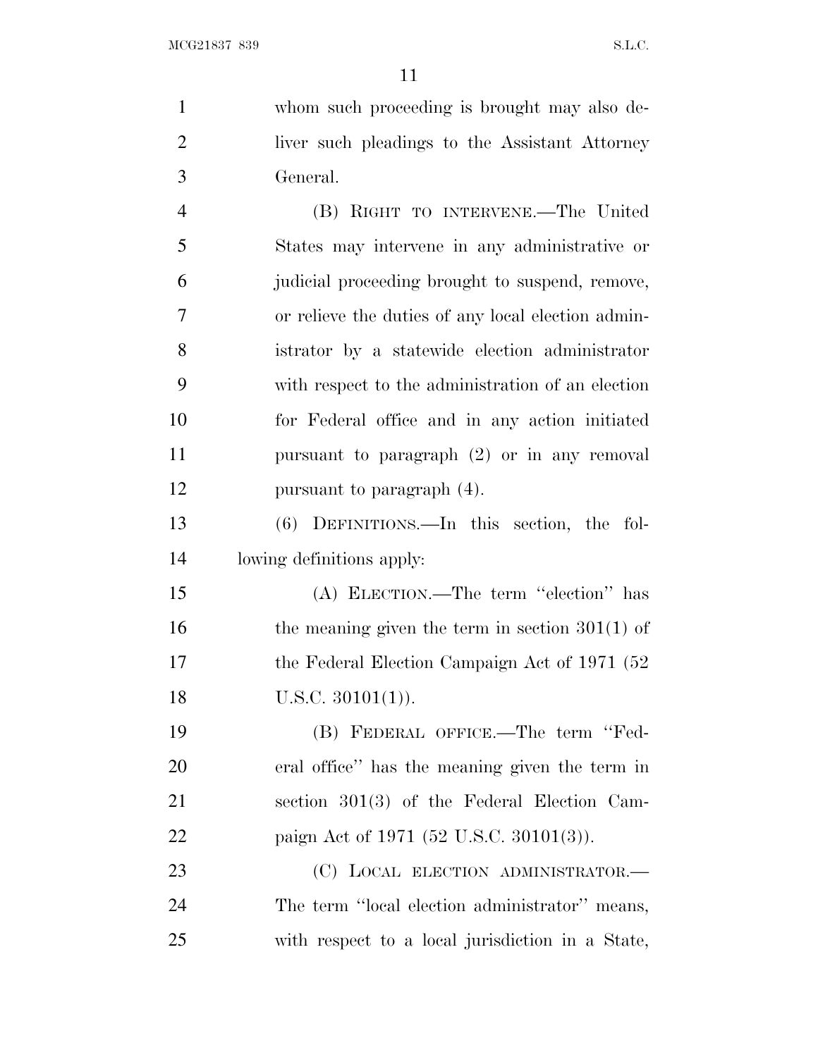whom such proceeding is brought may also deliver such pleadings to the Assistant Attorney General.

(B) RIGHT TO INTERVENE.—The United States may intervene in any administrative or judicial proceeding brought to suspend, remove, or relieve the duties of any local election administrator by a statewide election administrator with respect to the administration of an election for Federal office and in any action initiated pursuant to paragraph (2) or in any removal pursuant to paragraph (4).

(6) DEFINITIONS.—In this section, the following definitions apply:

(A) ELECTION.—The term "election" has the meaning given the term in section 301(1) of the Federal Election Campaign Act of 1971 (52 U.S.C. 30101(1)).

(B) FEDERAL OFFICE.—The term "Federal office" has the meaning given the term in section 301(3) of the Federal Election Campaign Act of 1971 (52 U.S.C. 30101(3)).

(C) LOCAL ELECTION ADMINISTRATOR.—The term "local election administrator" means, with respect to a local jurisdiction in a State,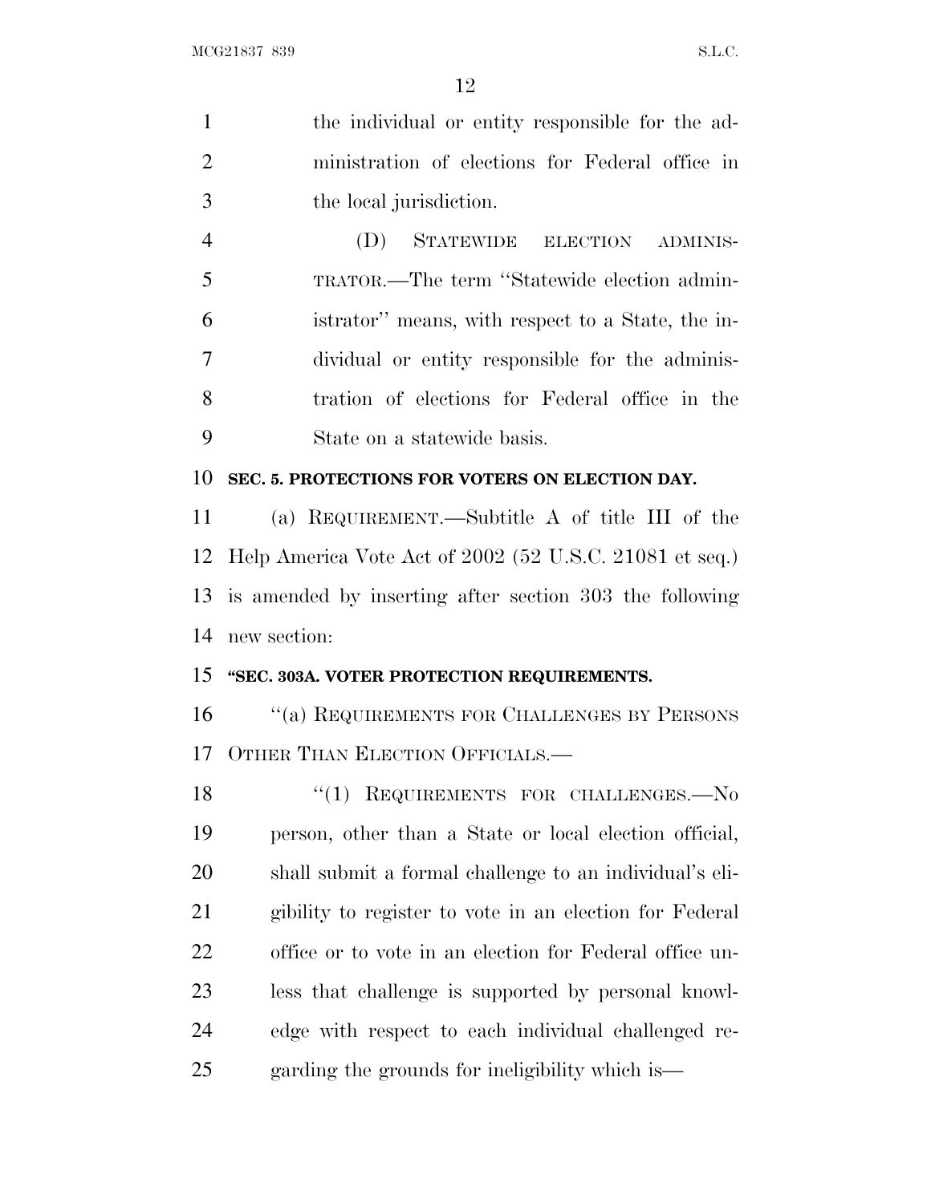the individual or entity responsible for the administration of elections for Federal office in the local jurisdiction.

(D) STATEWIDE ELECTION ADMINISTRATOR.—The term ''Statewide election administrator'' means, with respect to a State, the individual or entity responsible for the administration of elections for Federal office in the State on a statewide basis.

**SEC. 5. PROTECTIONS FOR VOTERS ON ELECTION DAY.**

(a) REQUIREMENT.—Subtitle A of title III of the Help America Vote Act of 2002 (52 U.S.C. 21081 et seq.) is amended by inserting after section 303 the following new section:

**''SEC. 303A. VOTER PROTECTION REQUIREMENTS.**

''(a) REQUIREMENTS FOR CHALLENGES BY PERSONS OTHER THAN ELECTION OFFICIALS.—

''(1) REQUIREMENTS FOR CHALLENGES.—No person, other than a State or local election official, shall submit a formal challenge to an individual's eligibility to register to vote in an election for Federal office or to vote in an election for Federal office unless that challenge is supported by personal knowledge with respect to each individual challenged regarding the grounds for ineligibility which is—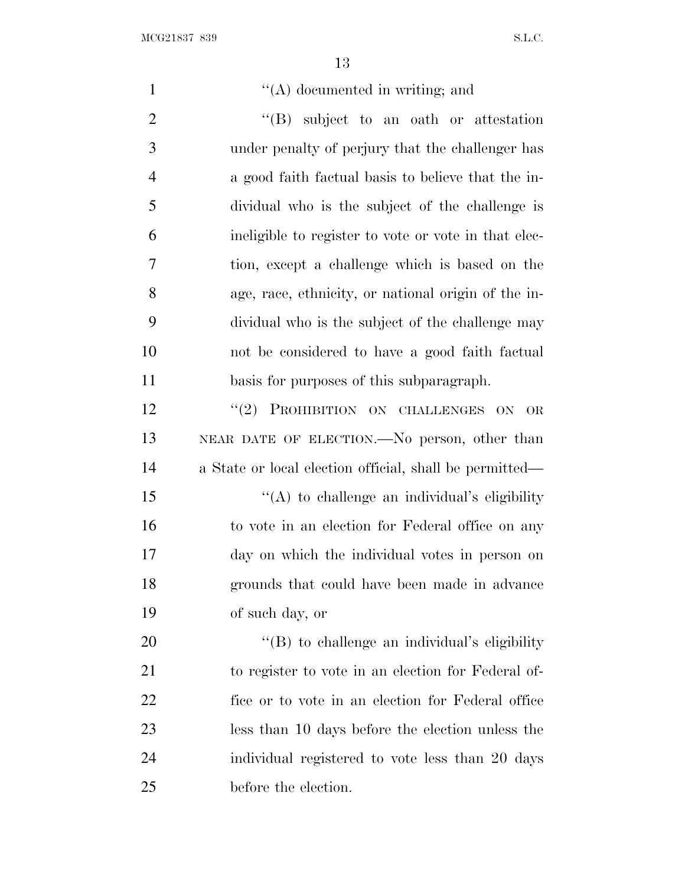"(A) documented in writing; and

"(B) subject to an oath or attestation under penalty of perjury that the challenger has a good faith factual basis to believe that the individual who is the subject of the challenge is ineligible to register to vote or vote in that election, except a challenge which is based on the age, race, ethnicity, or national origin of the individual who is the subject of the challenge may not be considered to have a good faith factual basis for purposes of this subparagraph.

"(2) PROHIBITION ON CHALLENGES ON OR NEAR DATE OF ELECTION.—No person, other than a State or local election official, shall be permitted—

"(A) to challenge an individual's eligibility to vote in an election for Federal office on any day on which the individual votes in person on grounds that could have been made in advance of such day, or

"(B) to challenge an individual's eligibility to register to vote in an election for Federal office or to vote in an election for Federal office less than 10 days before the election unless the individual registered to vote less than 20 days before the election.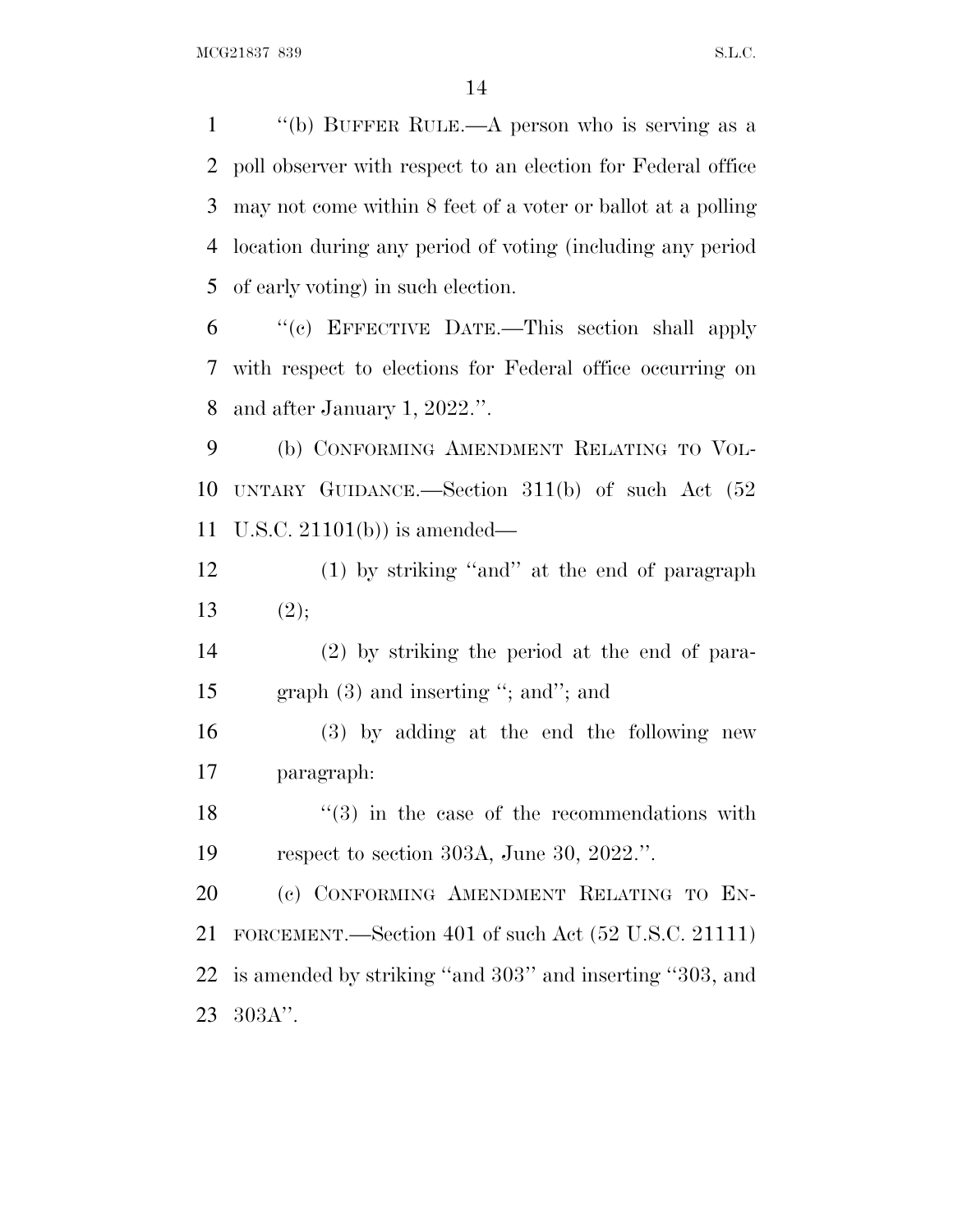''(b) BUFFER RULE.—A person who is serving as a poll observer with respect to an election for Federal office may not come within 8 feet of a voter or ballot at a polling location during any period of voting (including any period of early voting) in such election.

''(c) EFFECTIVE DATE.—This section shall apply with respect to elections for Federal office occurring on and after January 1, 2022.''.

(b) CONFORMING AMENDMENT RELATING TO VOLUNTARY GUIDANCE.—Section 311(b) of such Act (52 U.S.C. 21101(b)) is amended—

(1) by striking ''and'' at the end of paragraph (2);

(2) by striking the period at the end of paragraph (3) and inserting ''; and''; and

(3) by adding at the end the following new paragraph:

''(3) in the case of the recommendations with respect to section 303A, June 30, 2022.''.

(c) CONFORMING AMENDMENT RELATING TO ENFORCEMENT.—Section 401 of such Act (52 U.S.C. 21111) is amended by striking ''and 303'' and inserting ''303, and 303A''.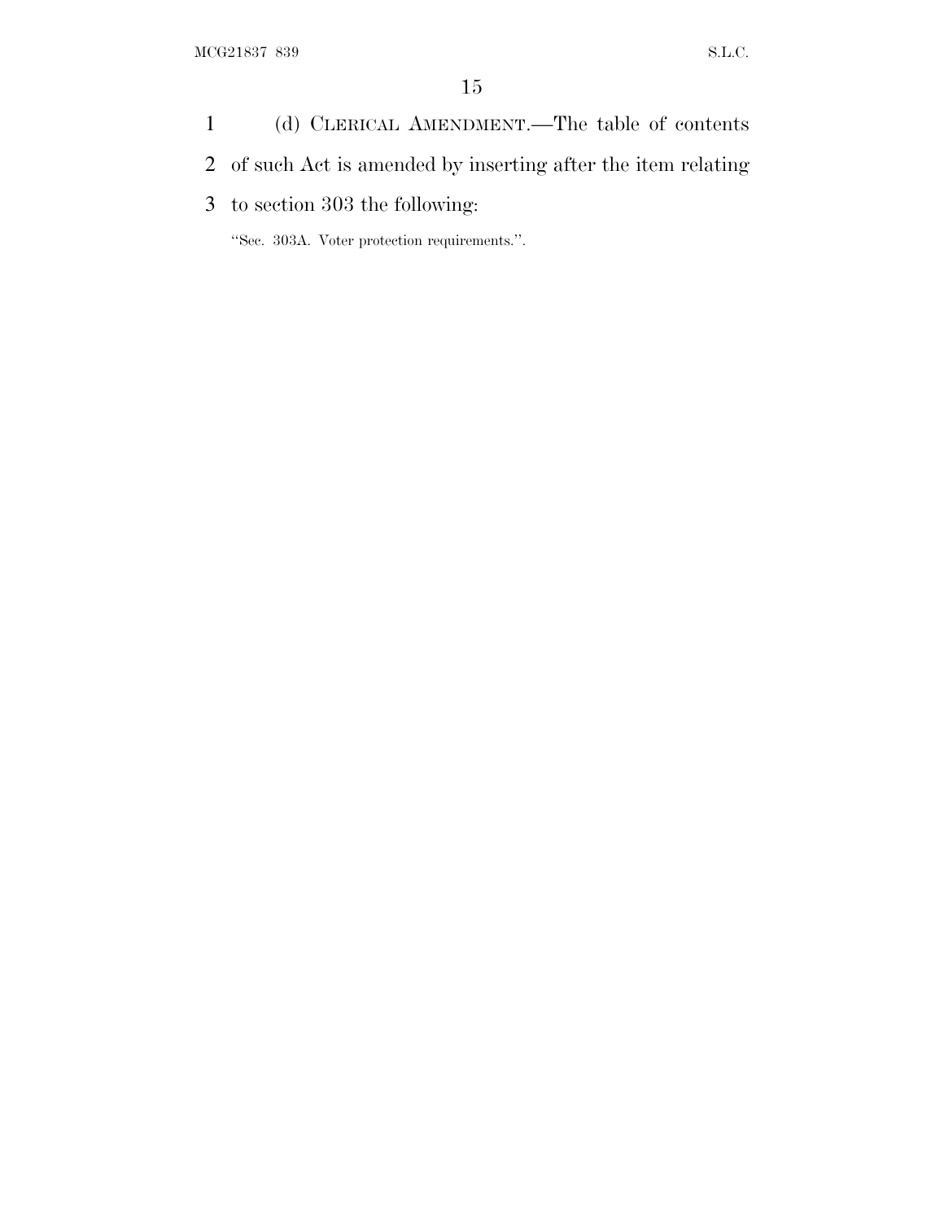(d) CLERICAL AMENDMENT.—The table of contents of such Act is amended by inserting after the item relating to section 303 the following:

"Sec. 303A. Voter protection requirements.".